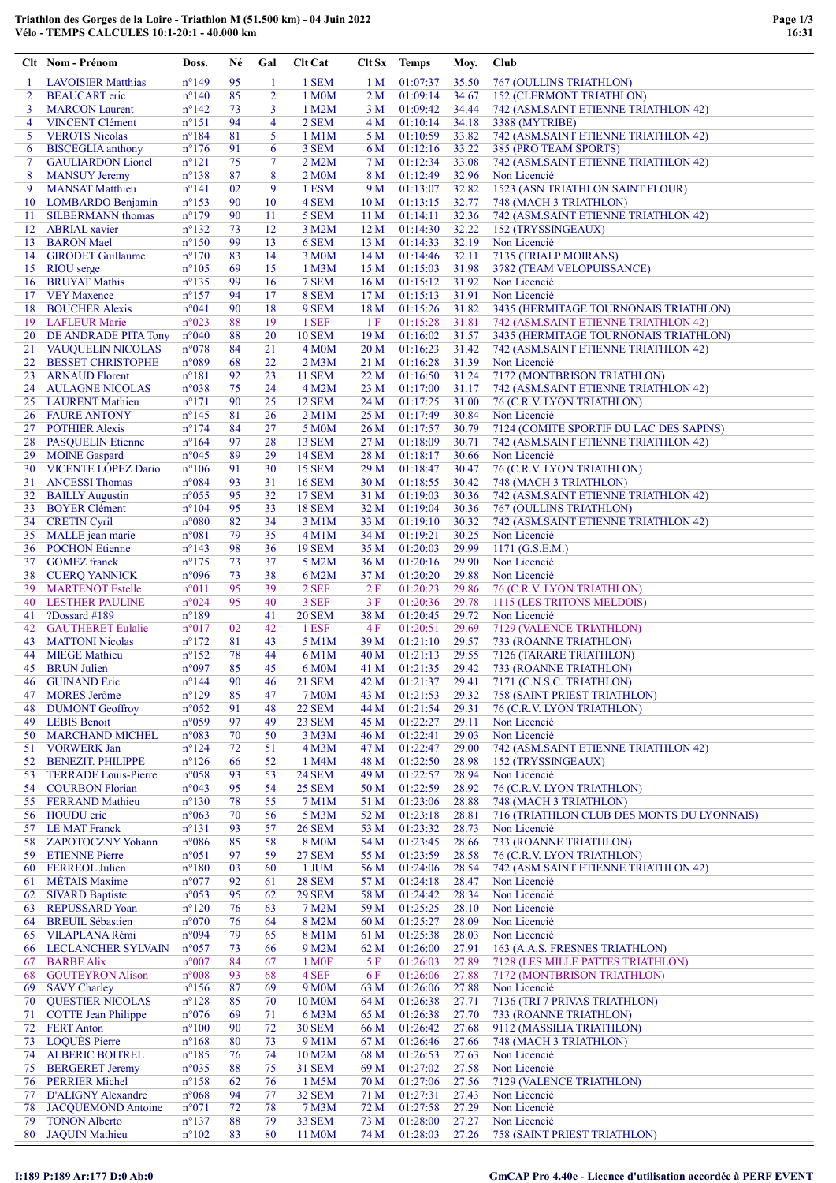# Triathlon des Gorges de la Loire - Triathlon M (51.500 km) - 04 Juin 2022

## Vélo - TEMPS CALCULES 10:1-20:1 - 40.000 km

| Clt | Nom - Prénom | Doss. | Né | Gal | Clt Cat | Clt Sx | Temps | Moy. | Club |
|---|---|---|---|---|---|---|---|---|---|
| 1 | LAVOISIER Matthias | n°149 | 95 | 1 | 1 SEM | 1 M | 01:07:37 | 35.50 | 767 (OULLINS TRIATHLON) |
| 2 | BEAUCART eric | n°140 | 85 | 2 | 1 M0M | 2 M | 01:09:14 | 34.67 | 152 (CLERMONT TRIATHLON) |
| 3 | MARCON Laurent | n°142 | 73 | 3 | 1 M2M | 3 M | 01:09:42 | 34.44 | 742 (ASM.SAINT ETIENNE TRIATHLON 42) |
| 4 | VINCENT Clément | n°151 | 94 | 4 | 2 SEM | 4 M | 01:10:14 | 34.18 | 3388 (MYTRIBE) |
| 5 | VEROTS Nicolas | n°184 | 81 | 5 | 1 M1M | 5 M | 01:10:59 | 33.82 | 742 (ASM.SAINT ETIENNE TRIATHLON 42) |
| 6 | BISCEGLIA anthony | n°176 | 91 | 6 | 3 SEM | 6 M | 01:12:16 | 33.22 | 385 (PRO TEAM SPORTS) |
| 7 | GAULIARDON Lionel | n°121 | 75 | 7 | 2 M2M | 7 M | 01:12:34 | 33.08 | 742 (ASM.SAINT ETIENNE TRIATHLON 42) |
| 8 | MANSUY Jeremy | n°138 | 87 | 8 | 2 M0M | 8 M | 01:12:49 | 32.96 | Non Licencié |
| 9 | MANSAT Matthieu | n°141 | 02 | 9 | 1 ESM | 9 M | 01:13:07 | 32.82 | 1523 (ASN TRIATHLON SAINT FLOUR) |
| 10 | LOMBARDO Benjamin | n°153 | 90 | 10 | 4 SEM | 10 M | 01:13:15 | 32.77 | 748 (MACH 3 TRIATHLON) |
| 11 | SILBERMANN thomas | n°179 | 90 | 11 | 5 SEM | 11 M | 01:14:11 | 32.36 | 742 (ASM.SAINT ETIENNE TRIATHLON 42) |
| 12 | ABRIAL xavier | n°132 | 73 | 12 | 3 M2M | 12 M | 01:14:30 | 32.22 | 152 (TRYSSINGEAUX) |
| 13 | BARON Mael | n°150 | 99 | 13 | 6 SEM | 13 M | 01:14:33 | 32.19 | Non Licencié |
| 14 | GIRODET Guillaume | n°170 | 83 | 14 | 3 M0M | 14 M | 01:14:46 | 32.11 | 7135 (TRIALP MOIRANS) |
| 15 | RIOU serge | n°105 | 69 | 15 | 1 M3M | 15 M | 01:15:03 | 31.98 | 3782 (TEAM VELOPUISSANCE) |
| 16 | BRUYAT Mathis | n°135 | 99 | 16 | 7 SEM | 16 M | 01:15:12 | 31.92 | Non Licencié |
| 17 | VEY Maxence | n°157 | 94 | 17 | 8 SEM | 17 M | 01:15:13 | 31.91 | Non Licencié |
| 18 | BOUCHER Alexis | n°041 | 90 | 18 | 9 SEM | 18 M | 01:15:26 | 31.82 | 3435 (HERMITAGE TOURNONAIS TRIATHLON) |
| 19 | LAFLEUR Marie | n°023 | 88 | 19 | 1 SEF | 1 F | 01:15:28 | 31.81 | 742 (ASM.SAINT ETIENNE TRIATHLON 42) |
| 20 | DE ANDRADE PITA Tony | n°040 | 88 | 20 | 10 SEM | 19 M | 01:16:02 | 31.57 | 3435 (HERMITAGE TOURNONAIS TRIATHLON) |
| 21 | VAUQUELIN NICOLAS | n°078 | 84 | 21 | 4 M0M | 20 M | 01:16:23 | 31.42 | 742 (ASM.SAINT ETIENNE TRIATHLON 42) |
| 22 | BESSET CHRISTOPHE | n°089 | 68 | 22 | 2 M3M | 21 M | 01:16:28 | 31.39 | Non Licencié |
| 23 | ARNAUD Florent | n°181 | 92 | 23 | 11 SEM | 22 M | 01:16:50 | 31.24 | 7172 (MONTBRISON TRIATHLON) |
| 24 | AULAGNE NICOLAS | n°038 | 75 | 24 | 4 M2M | 23 M | 01:17:00 | 31.17 | 742 (ASM.SAINT ETIENNE TRIATHLON 42) |
| 25 | LAURENT Mathieu | n°171 | 90 | 25 | 12 SEM | 24 M | 01:17:25 | 31.00 | 76 (C.R.V. LYON TRIATHLON) |
| 26 | FAURE ANTONY | n°145 | 81 | 26 | 2 M1M | 25 M | 01:17:49 | 30.84 | Non Licencié |
| 27 | POTHIER Alexis | n°174 | 84 | 27 | 5 M0M | 26 M | 01:17:57 | 30.79 | 7124 (COMITE SPORTIF DU LAC DES SAPINS) |
| 28 | PASQUELIN Etienne | n°164 | 97 | 28 | 13 SEM | 27 M | 01:18:09 | 30.71 | 742 (ASM.SAINT ETIENNE TRIATHLON 42) |
| 29 | MOINE Gaspard | n°045 | 89 | 29 | 14 SEM | 28 M | 01:18:17 | 30.66 | Non Licencié |
| 30 | VICENTE LÓPEZ Dario | n°106 | 91 | 30 | 15 SEM | 29 M | 01:18:47 | 30.47 | 76 (C.R.V. LYON TRIATHLON) |
| 31 | ANCESSI Thomas | n°084 | 93 | 31 | 16 SEM | 30 M | 01:18:55 | 30.42 | 748 (MACH 3 TRIATHLON) |
| 32 | BAILLY Augustin | n°055 | 95 | 32 | 17 SEM | 31 M | 01:19:03 | 30.36 | 742 (ASM.SAINT ETIENNE TRIATHLON 42) |
| 33 | BOYER Clément | n°104 | 95 | 33 | 18 SEM | 32 M | 01:19:04 | 30.36 | 767 (OULLINS TRIATHLON) |
| 34 | CRETIN Cyril | n°080 | 82 | 34 | 3 M1M | 33 M | 01:19:10 | 30.32 | 742 (ASM.SAINT ETIENNE TRIATHLON 42) |
| 35 | MALLE jean marie | n°081 | 79 | 35 | 4 M1M | 34 M | 01:19:21 | 30.25 | Non Licencié |
| 36 | POCHON Etienne | n°143 | 98 | 36 | 19 SEM | 35 M | 01:20:03 | 29.99 | 1171 (G.S.E.M.) |
| 37 | GOMEZ franck | n°175 | 73 | 37 | 5 M2M | 36 M | 01:20:16 | 29.90 | Non Licencié |
| 38 | CUERQ YANNICK | n°096 | 73 | 38 | 6 M2M | 37 M | 01:20:20 | 29.88 | Non Licencié |
| 39 | MARTENOT Estelle | n°011 | 95 | 39 | 2 SEF | 2 F | 01:20:23 | 29.86 | 76 (C.R.V. LYON TRIATHLON) |
| 40 | LESTHER PAULINE | n°024 | 95 | 40 | 3 SEF | 3 F | 01:20:36 | 29.78 | 1115 (LES TRITONS MELDOIS) |
| 41 | ?Dossard #189 | n°189 | | 41 | 20 SEM | 38 M | 01:20:45 | 29.72 | Non Licencié |
| 42 | GAUTHERET Eulalie | n°017 | 02 | 42 | 1 ESF | 4 F | 01:20:51 | 29.69 | 7129 (VALENCE TRIATHLON) |
| 43 | MATTONI Nicolas | n°172 | 81 | 43 | 5 M1M | 39 M | 01:21:10 | 29.57 | 733 (ROANNE TRIATHLON) |
| 44 | MIEGE Mathieu | n°152 | 78 | 44 | 6 M1M | 40 M | 01:21:13 | 29.55 | 7126 (TARARE TRIATHLON) |
| 45 | BRUN Julien | n°097 | 85 | 45 | 6 M0M | 41 M | 01:21:35 | 29.42 | 733 (ROANNE TRIATHLON) |
| 46 | GUINAND Eric | n°144 | 90 | 46 | 21 SEM | 42 M | 01:21:37 | 29.41 | 7171 (C.N.S.C. TRIATHLON) |
| 47 | MORES Jerôme | n°129 | 85 | 47 | 7 M0M | 43 M | 01:21:53 | 29.32 | 758 (SAINT PRIEST TRIATHLON) |
| 48 | DUMONT Geoffroy | n°052 | 91 | 48 | 22 SEM | 44 M | 01:21:54 | 29.31 | 76 (C.R.V. LYON TRIATHLON) |
| 49 | LEBIS Benoit | n°059 | 97 | 49 | 23 SEM | 45 M | 01:22:27 | 29.11 | Non Licencié |
| 50 | MARCHAND MICHEL | n°083 | 70 | 50 | 3 M3M | 46 M | 01:22:41 | 29.03 | Non Licencié |
| 51 | VORWERK Jan | n°124 | 72 | 51 | 4 M3M | 47 M | 01:22:47 | 29.00 | 742 (ASM.SAINT ETIENNE TRIATHLON 42) |
| 52 | BENEZIT. PHILIPPE | n°126 | 66 | 52 | 1 M4M | 48 M | 01:22:50 | 28.98 | 152 (TRYSSINGEAUX) |
| 53 | TERRADE Louis-Pierre | n°058 | 93 | 53 | 24 SEM | 49 M | 01:22:57 | 28.94 | Non Licencié |
| 54 | COURBON Florian | n°043 | 95 | 54 | 25 SEM | 50 M | 01:22:59 | 28.92 | 76 (C.R.V. LYON TRIATHLON) |
| 55 | FERRAND Mathieu | n°130 | 78 | 55 | 7 M1M | 51 M | 01:23:06 | 28.88 | 748 (MACH 3 TRIATHLON) |
| 56 | HOUDU eric | n°063 | 70 | 56 | 5 M3M | 52 M | 01:23:18 | 28.81 | 716 (TRIATHLON CLUB DES MONTS DU LYONNAIS) |
| 57 | LE MAT Franck | n°131 | 93 | 57 | 26 SEM | 53 M | 01:23:32 | 28.73 | Non Licencié |
| 58 | ZAPOTOCZNY Yohann | n°086 | 85 | 58 | 8 M0M | 54 M | 01:23:45 | 28.66 | 733 (ROANNE TRIATHLON) |
| 59 | ETIENNE Pierre | n°051 | 97 | 59 | 27 SEM | 55 M | 01:23:59 | 28.58 | 76 (C.R.V. LYON TRIATHLON) |
| 60 | FERREOL Julien | n°180 | 03 | 60 | 1 JUM | 56 M | 01:24:06 | 28.54 | 742 (ASM.SAINT ETIENNE TRIATHLON 42) |
| 61 | MÉTAIS Maxime | n°077 | 92 | 61 | 28 SEM | 57 M | 01:24:18 | 28.47 | Non Licencié |
| 62 | SIVARD Baptiste | n°053 | 95 | 62 | 29 SEM | 58 M | 01:24:42 | 28.34 | Non Licencié |
| 63 | REPUSSARD Yoan | n°120 | 76 | 63 | 7 M2M | 59 M | 01:25:25 | 28.10 | Non Licencié |
| 64 | BREUIL Sébastien | n°070 | 76 | 64 | 8 M2M | 60 M | 01:25:27 | 28.09 | Non Licencié |
| 65 | VILAPLANA Rémi | n°094 | 79 | 65 | 8 M1M | 61 M | 01:25:38 | 28.03 | Non Licencié |
| 66 | LECLANCHER SYLVAIN | n°057 | 73 | 66 | 9 M2M | 62 M | 01:26:00 | 27.91 | 163 (A.A.S. FRESNES TRIATHLON) |
| 67 | BARBE Alix | n°007 | 84 | 67 | 1 M0F | 5 F | 01:26:03 | 27.89 | 7128 (LES MILLE PATTES TRIATHLON) |
| 68 | GOUTEYRON Alison | n°008 | 93 | 68 | 4 SEF | 6 F | 01:26:06 | 27.88 | 7172 (MONTBRISON TRIATHLON) |
| 69 | SAVY Charley | n°156 | 87 | 69 | 9 M0M | 63 M | 01:26:06 | 27.88 | Non Licencié |
| 70 | QUESTIER NICOLAS | n°128 | 85 | 70 | 10 M0M | 64 M | 01:26:38 | 27.71 | 7136 (TRI 7 PRIVAS TRIATHLON) |
| 71 | COTTE Jean Philippe | n°076 | 69 | 71 | 6 M3M | 65 M | 01:26:38 | 27.70 | 733 (ROANNE TRIATHLON) |
| 72 | FERT Anton | n°100 | 90 | 72 | 30 SEM | 66 M | 01:26:42 | 27.68 | 9112 (MASSILIA TRIATHLON) |
| 73 | LOQUÈS Pierre | n°168 | 80 | 73 | 9 M1M | 67 M | 01:26:46 | 27.66 | 748 (MACH 3 TRIATHLON) |
| 74 | ALBERIC BOITREL | n°185 | 76 | 74 | 10 M2M | 68 M | 01:26:53 | 27.63 | Non Licencié |
| 75 | BERGERET Jeremy | n°035 | 88 | 75 | 31 SEM | 69 M | 01:27:02 | 27.58 | Non Licencié |
| 76 | PERRIER Michel | n°158 | 62 | 76 | 1 M5M | 70 M | 01:27:06 | 27.56 | 7129 (VALENCE TRIATHLON) |
| 77 | D'ALIGNY Alexandre | n°068 | 94 | 77 | 32 SEM | 71 M | 01:27:31 | 27.43 | Non Licencié |
| 78 | JACQUEMOND Antoine | n°071 | 72 | 78 | 7 M3M | 72 M | 01:27:58 | 27.29 | Non Licencié |
| 79 | TONON Alberto | n°137 | 88 | 79 | 33 SEM | 73 M | 01:28:00 | 27.27 | Non Licencié |
| 80 | JAQUIN Mathieu | n°102 | 83 | 80 | 11 M0M | 74 M | 01:28:03 | 27.26 | 758 (SAINT PRIEST TRIATHLON) |

I:189 P:189 Ar:177 D:0 Ab:0

GmCAP Pro 4.40e - Licence d'utilisation accordée à PERF EVENT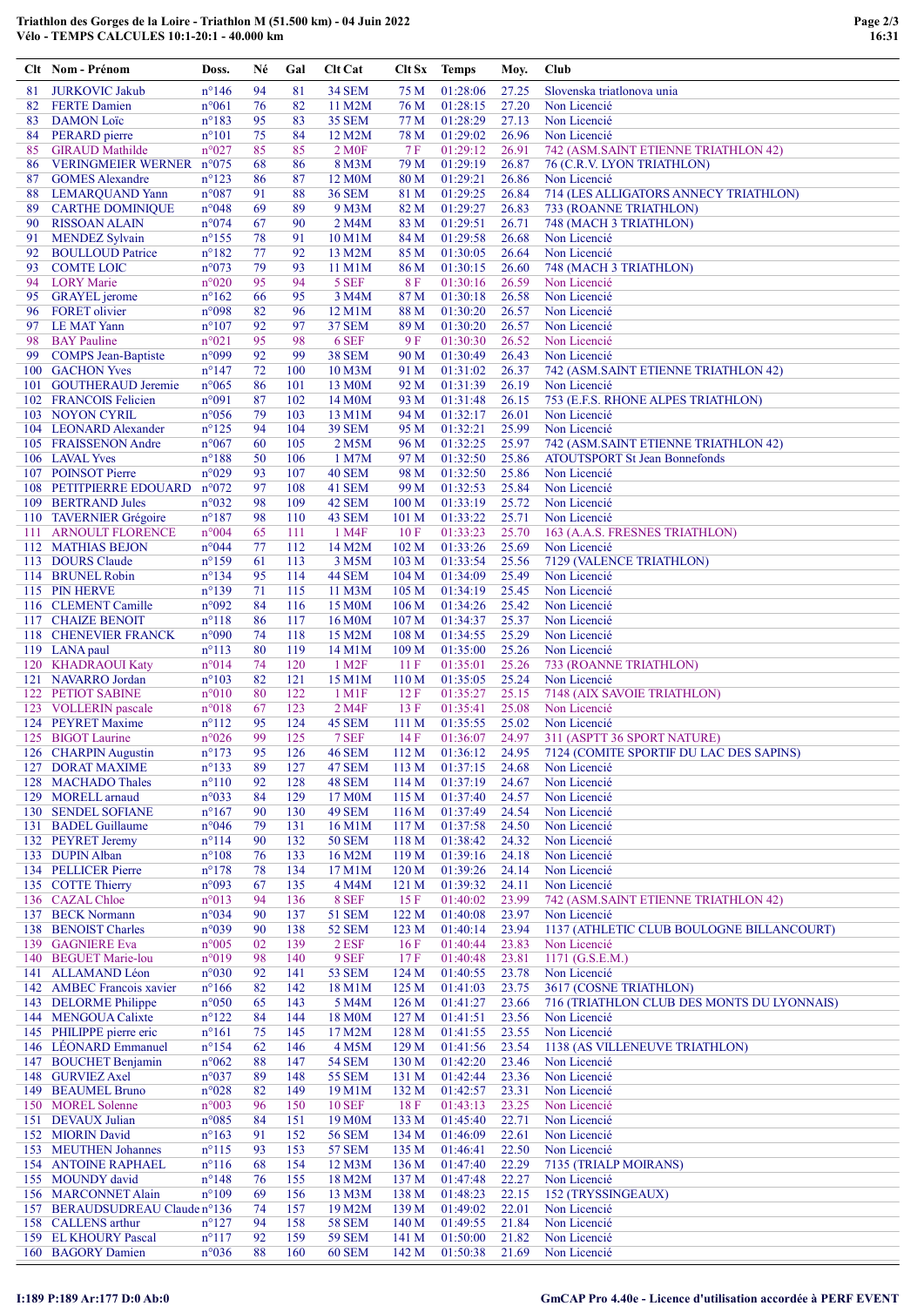# Triathlon des Gorges de la Loire - Triathlon M (51.500 km) - 04 Juin 2022

**Vélo - TEMPS CALCULES 10:1-20:1 - 40.000 km**

| Clt | Nom - Prénom | Doss. | Né | Gal | Clt Cat | Clt Sx | Temps | Moy. | Club |
|---|---|---|---|---|---|---|---|---|---|
| 81 | JURKOVIC Jakub | n°146 | 94 | 81 | 34 SEM | 75 M | 01:28:06 | 27.25 | Slovenska triatlonova unia |
| 82 | FERTE Damien | n°061 | 76 | 82 | 11 M2M | 76 M | 01:28:15 | 27.20 | Non Licencié |
| 83 | DAMON Loïc | n°183 | 95 | 83 | 35 SEM | 77 M | 01:28:29 | 27.13 | Non Licencié |
| 84 | PERARD pierre | n°101 | 75 | 84 | 12 M2M | 78 M | 01:29:02 | 26.96 | Non Licencié |
| 85 | GIRAUD Mathilde | n°027 | 85 | 85 | 2 M0F | 7 F | 01:29:12 | 26.91 | 742 (ASM.SAINT ETIENNE TRIATHLON 42) |
| 86 | VERINGMEIER WERNER | n°075 | 68 | 86 | 8 M3M | 79 M | 01:29:19 | 26.87 | 76 (C.R.V. LYON TRIATHLON) |
| 87 | GOMES Alexandre | n°123 | 86 | 87 | 12 M0M | 80 M | 01:29:21 | 26.86 | Non Licencié |
| 88 | LEMARQUAND Yann | n°087 | 91 | 88 | 36 SEM | 81 M | 01:29:25 | 26.84 | 714 (LES ALLIGATORS ANNECY TRIATHLON) |
| 89 | CARTHE DOMINIQUE | n°048 | 69 | 89 | 9 M3M | 82 M | 01:29:27 | 26.83 | 733 (ROANNE TRIATHLON) |
| 90 | RISSOAN ALAIN | n°074 | 67 | 90 | 2 M4M | 83 M | 01:29:51 | 26.71 | 748 (MACH 3 TRIATHLON) |
| 91 | MENDEZ Sylvain | n°155 | 78 | 91 | 10 M1M | 84 M | 01:29:58 | 26.68 | Non Licencié |
| 92 | BOULLOUD Patrice | n°182 | 77 | 92 | 13 M2M | 85 M | 01:30:05 | 26.64 | Non Licencié |
| 93 | COMTE LOIC | n°073 | 79 | 93 | 11 M1M | 86 M | 01:30:15 | 26.60 | 748 (MACH 3 TRIATHLON) |
| 94 | LORY Marie | n°020 | 95 | 94 | 5 SEF | 8 F | 01:30:16 | 26.59 | Non Licencié |
| 95 | GRAYEL jerome | n°162 | 66 | 95 | 3 M4M | 87 M | 01:30:18 | 26.58 | Non Licencié |
| 96 | FORET olivier | n°098 | 82 | 96 | 12 M1M | 88 M | 01:30:20 | 26.57 | Non Licencié |
| 97 | LE MAT Yann | n°107 | 92 | 97 | 37 SEM | 89 M | 01:30:20 | 26.57 | Non Licencié |
| 98 | BAY Pauline | n°021 | 95 | 98 | 6 SEF | 9 F | 01:30:30 | 26.52 | Non Licencié |
| 99 | COMPS Jean-Baptiste | n°099 | 92 | 99 | 38 SEM | 90 M | 01:30:49 | 26.43 | Non Licencié |
| 100 | GACHON Yves | n°147 | 72 | 100 | 10 M3M | 91 M | 01:31:02 | 26.37 | 742 (ASM.SAINT ETIENNE TRIATHLON 42) |
| 101 | GOUTHERAUD Jeremie | n°065 | 86 | 101 | 13 M0M | 92 M | 01:31:39 | 26.19 | Non Licencié |
| 102 | FRANCOIS Felicien | n°091 | 87 | 102 | 14 M0M | 93 M | 01:31:48 | 26.15 | 753 (E.F.S. RHONE ALPES TRIATHLON) |
| 103 | NOYON CYRIL | n°056 | 79 | 103 | 13 M1M | 94 M | 01:32:17 | 26.01 | Non Licencié |
| 104 | LEONARD Alexander | n°125 | 94 | 104 | 39 SEM | 95 M | 01:32:21 | 25.99 | Non Licencié |
| 105 | FRAISSENON Andre | n°067 | 60 | 105 | 2 M5M | 96 M | 01:32:25 | 25.97 | 742 (ASM.SAINT ETIENNE TRIATHLON 42) |
| 106 | LAVAL Yves | n°188 | 50 | 106 | 1 M7M | 97 M | 01:32:50 | 25.86 | ATOUTSPORT St Jean Bonnefonds |
| 107 | POINSOT Pierre | n°029 | 93 | 107 | 40 SEM | 98 M | 01:32:50 | 25.86 | Non Licencié |
| 108 | PETITPIERRE EDOUARD | n°072 | 97 | 108 | 41 SEM | 99 M | 01:32:53 | 25.84 | Non Licencié |
| 109 | BERTRAND Jules | n°032 | 98 | 109 | 42 SEM | 100 M | 01:33:19 | 25.72 | Non Licencié |
| 110 | TAVERNIER Grégoire | n°187 | 98 | 110 | 43 SEM | 101 M | 01:33:22 | 25.71 | Non Licencié |
| 111 | ARNOULT FLORENCE | n°004 | 65 | 111 | 1 M4F | 10 F | 01:33:23 | 25.70 | 163 (A.A.S. FRESNES TRIATHLON) |
| 112 | MATHIAS BEJON | n°044 | 77 | 112 | 14 M2M | 102 M | 01:33:26 | 25.69 | Non Licencié |
| 113 | DOURS Claude | n°159 | 61 | 113 | 3 M5M | 103 M | 01:33:54 | 25.56 | 7129 (VALENCE TRIATHLON) |
| 114 | BRUNEL Robin | n°134 | 95 | 114 | 44 SEM | 104 M | 01:34:09 | 25.49 | Non Licencié |
| 115 | PIN HERVE | n°139 | 71 | 115 | 11 M3M | 105 M | 01:34:19 | 25.45 | Non Licencié |
| 116 | CLEMENT Camille | n°092 | 84 | 116 | 15 M0M | 106 M | 01:34:26 | 25.42 | Non Licencié |
| 117 | CHAIZE BENOIT | n°118 | 86 | 117 | 16 M0M | 107 M | 01:34:37 | 25.37 | Non Licencié |
| 118 | CHENEVIER FRANCK | n°090 | 74 | 118 | 15 M2M | 108 M | 01:34:55 | 25.29 | Non Licencié |
| 119 | LANA paul | n°113 | 80 | 119 | 14 M1M | 109 M | 01:35:00 | 25.26 | Non Licencié |
| 120 | KHADRAOUI Katy | n°014 | 74 | 120 | 1 M2F | 11 F | 01:35:01 | 25.26 | 733 (ROANNE TRIATHLON) |
| 121 | NAVARRO Jordan | n°103 | 82 | 121 | 15 M1M | 110 M | 01:35:05 | 25.24 | Non Licencié |
| 122 | PETIOT SABINE | n°010 | 80 | 122 | 1 M1F | 12 F | 01:35:27 | 25.15 | 7148 (AIX SAVOIE TRIATHLON) |
| 123 | VOLLERIN pascale | n°018 | 67 | 123 | 2 M4F | 13 F | 01:35:41 | 25.08 | Non Licencié |
| 124 | PEYRET Maxime | n°112 | 95 | 124 | 45 SEM | 111 M | 01:35:55 | 25.02 | Non Licencié |
| 125 | BIGOT Laurine | n°026 | 99 | 125 | 7 SEF | 14 F | 01:36:07 | 24.97 | 311 (ASPTT 36 SPORT NATURE) |
| 126 | CHARPIN Augustin | n°173 | 95 | 126 | 46 SEM | 112 M | 01:36:12 | 24.95 | 7124 (COMITE SPORTIF DU LAC DES SAPINS) |
| 127 | DORAT MAXIME | n°133 | 89 | 127 | 47 SEM | 113 M | 01:37:15 | 24.68 | Non Licencié |
| 128 | MACHADO Thales | n°110 | 92 | 128 | 48 SEM | 114 M | 01:37:19 | 24.67 | Non Licencié |
| 129 | MORELL arnaud | n°033 | 84 | 129 | 17 M0M | 115 M | 01:37:40 | 24.57 | Non Licencié |
| 130 | SENDEL SOFIANE | n°167 | 90 | 130 | 49 SEM | 116 M | 01:37:49 | 24.54 | Non Licencié |
| 131 | BADEL Guillaume | n°046 | 79 | 131 | 16 M1M | 117 M | 01:37:58 | 24.50 | Non Licencié |
| 132 | PEYRET Jeremy | n°114 | 90 | 132 | 50 SEM | 118 M | 01:38:42 | 24.32 | Non Licencié |
| 133 | DUPIN Alban | n°108 | 76 | 133 | 16 M2M | 119 M | 01:39:16 | 24.18 | Non Licencié |
| 134 | PELLICER Pierre | n°178 | 78 | 134 | 17 M1M | 120 M | 01:39:26 | 24.14 | Non Licencié |
| 135 | COTTE Thierry | n°093 | 67 | 135 | 4 M4M | 121 M | 01:39:32 | 24.11 | Non Licencié |
| 136 | CAZAL Chloe | n°013 | 94 | 136 | 8 SEF | 15 F | 01:40:02 | 23.99 | 742 (ASM.SAINT ETIENNE TRIATHLON 42) |
| 137 | BECK Normann | n°034 | 90 | 137 | 51 SEM | 122 M | 01:40:08 | 23.97 | Non Licencié |
| 138 | BENOIST Charles | n°039 | 90 | 138 | 52 SEM | 123 M | 01:40:14 | 23.94 | 1137 (ATHLETIC CLUB BOULOGNE BILLANCOURT) |
| 139 | GAGNIERE Eva | n°005 | 02 | 139 | 2 ESF | 16 F | 01:40:44 | 23.83 | Non Licencié |
| 140 | BEGUET Marie-lou | n°019 | 98 | 140 | 9 SEF | 17 F | 01:40:48 | 23.81 | 1171 (G.S.E.M.) |
| 141 | ALLAMAND Léon | n°030 | 92 | 141 | 53 SEM | 124 M | 01:40:55 | 23.78 | Non Licencié |
| 142 | AMBEC Francois xavier | n°166 | 82 | 142 | 18 M1M | 125 M | 01:41:03 | 23.75 | 3617 (COSNE TRIATHLON) |
| 143 | DELORME Philippe | n°050 | 65 | 143 | 5 M4M | 126 M | 01:41:27 | 23.66 | 716 (TRIATHLON CLUB DES MONTS DU LYONNAIS) |
| 144 | MENGOUA Calixte | n°122 | 84 | 144 | 18 M0M | 127 M | 01:41:51 | 23.56 | Non Licencié |
| 145 | PHILIPPE pierre eric | n°161 | 75 | 145 | 17 M2M | 128 M | 01:41:55 | 23.55 | Non Licencié |
| 146 | LÉONARD Emmanuel | n°154 | 62 | 146 | 4 M5M | 129 M | 01:41:56 | 23.54 | 1138 (AS VILLENEUVE TRIATHLON) |
| 147 | BOUCHET Benjamin | n°062 | 88 | 147 | 54 SEM | 130 M | 01:42:20 | 23.46 | Non Licencié |
| 148 | GURVIEZ Axel | n°037 | 89 | 148 | 55 SEM | 131 M | 01:42:44 | 23.36 | Non Licencié |
| 149 | BEAUMEL Bruno | n°028 | 82 | 149 | 19 M1M | 132 M | 01:42:57 | 23.31 | Non Licencié |
| 150 | MOREL Solenne | n°003 | 96 | 150 | 10 SEF | 18 F | 01:43:13 | 23.25 | Non Licencié |
| 151 | DEVAUX Julian | n°085 | 84 | 151 | 19 M0M | 133 M | 01:45:40 | 22.71 | Non Licencié |
| 152 | MIORIN David | n°163 | 91 | 152 | 56 SEM | 134 M | 01:46:09 | 22.61 | Non Licencié |
| 153 | MEUTHEN Johannes | n°115 | 93 | 153 | 57 SEM | 135 M | 01:46:41 | 22.50 | Non Licencié |
| 154 | ANTOINE RAPHAEL | n°116 | 68 | 154 | 12 M3M | 136 M | 01:47:40 | 22.29 | 7135 (TRIALP MOIRANS) |
| 155 | MOUNDY david | n°148 | 76 | 155 | 18 M2M | 137 M | 01:47:48 | 22.27 | Non Licencié |
| 156 | MARCONNET Alain | n°109 | 69 | 156 | 13 M3M | 138 M | 01:48:23 | 22.15 | 152 (TRYSSINGEAUX) |
| 157 | BERAUDSUDREAU Claude | n°136 | 74 | 157 | 19 M2M | 139 M | 01:49:02 | 22.01 | Non Licencié |
| 158 | CALLENS arthur | n°127 | 94 | 158 | 58 SEM | 140 M | 01:49:55 | 21.84 | Non Licencié |
| 159 | EL KHOURY Pascal | n°117 | 92 | 159 | 59 SEM | 141 M | 01:50:00 | 21.82 | Non Licencié |
| 160 | BAGORY Damien | n°036 | 88 | 160 | 60 SEM | 142 M | 01:50:38 | 21.69 | Non Licencié |

I:189 P:189 Ar:177 D:0 Ab:0

GmCAP Pro 4.40e - Licence d'utilisation accordée à PERF EVENT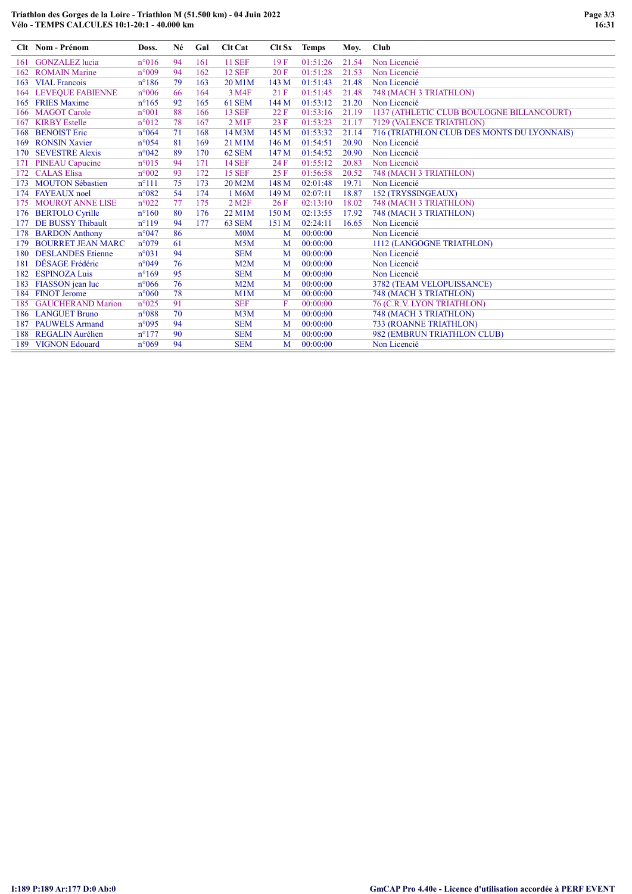**Triathlon des Gorges de la Loire - Triathlon M (51.500 km) - 04 Juin 2022**
**Vélo - TEMPS CALCULES 10:1-20:1 - 40.000 km**

| Clt | Nom - Prénom | Doss. | Né | Gal | Clt Cat | Clt Sx | Temps | Moy. | Club |
|---|---|---|---|---|---|---|---|---|---|
| 161 | GONZALEZ lucia | n°016 | 94 | 161 | 11 SEF | 19 F | 01:51:26 | 21.54 | Non Licencié |
| 162 | ROMAIN Marine | n°009 | 94 | 162 | 12 SEF | 20 F | 01:51:28 | 21.53 | Non Licencié |
| 163 | VIAL Francois | n°186 | 79 | 163 | 20 M1M | 143 M | 01:51:43 | 21.48 | Non Licencié |
| 164 | LEVEQUE FABIENNE | n°006 | 66 | 164 | 3 M4F | 21 F | 01:51:45 | 21.48 | 748 (MACH 3 TRIATHLON) |
| 165 | FRIES Maxime | n°165 | 92 | 165 | 61 SEM | 144 M | 01:53:12 | 21.20 | Non Licencié |
| 166 | MAGOT Carole | n°001 | 88 | 166 | 13 SEF | 22 F | 01:53:16 | 21.19 | 1137 (ATHLETIC CLUB BOULOGNE BILLANCOURT) |
| 167 | KIRBY Estelle | n°012 | 78 | 167 | 2 M1F | 23 F | 01:53:23 | 21.17 | 7129 (VALENCE TRIATHLON) |
| 168 | BENOIST Eric | n°064 | 71 | 168 | 14 M3M | 145 M | 01:53:32 | 21.14 | 716 (TRIATHLON CLUB DES MONTS DU LYONNAIS) |
| 169 | RONSIN Xavier | n°054 | 81 | 169 | 21 M1M | 146 M | 01:54:51 | 20.90 | Non Licencié |
| 170 | SEVESTRE Alexis | n°042 | 89 | 170 | 62 SEM | 147 M | 01:54:52 | 20.90 | Non Licencié |
| 171 | PINEAU Capucine | n°015 | 94 | 171 | 14 SEF | 24 F | 01:55:12 | 20.83 | Non Licencié |
| 172 | CALAS Elisa | n°002 | 93 | 172 | 15 SEF | 25 F | 01:56:58 | 20.52 | 748 (MACH 3 TRIATHLON) |
| 173 | MOUTON Sébastien | n°111 | 75 | 173 | 20 M2M | 148 M | 02:01:48 | 19.71 | Non Licencié |
| 174 | FAYEAUX noel | n°082 | 54 | 174 | 1 M6M | 149 M | 02:07:11 | 18.87 | 152 (TRYSSINGEAUX) |
| 175 | MOUROT ANNE LISE | n°022 | 77 | 175 | 2 M2F | 26 F | 02:13:10 | 18.02 | 748 (MACH 3 TRIATHLON) |
| 176 | BERTOLO Cyrille | n°160 | 80 | 176 | 22 M1M | 150 M | 02:13:55 | 17.92 | 748 (MACH 3 TRIATHLON) |
| 177 | DE BUSSY Thibault | n°119 | 94 | 177 | 63 SEM | 151 M | 02:24:11 | 16.65 | Non Licencié |
| 178 | BARDON Anthony | n°047 | 86 | | M0M | M | 00:00:00 | | Non Licencié |
| 179 | BOURRET JEAN MARC | n°079 | 61 | | M5M | M | 00:00:00 | | 1112 (LANGOGNE TRIATHLON) |
| 180 | DESLANDES Etienne | n°031 | 94 | | SEM | M | 00:00:00 | | Non Licencié |
| 181 | DÉSAGE Frédéric | n°049 | 76 | | M2M | M | 00:00:00 | | Non Licencié |
| 182 | ESPINOZA Luis | n°169 | 95 | | SEM | M | 00:00:00 | | Non Licencié |
| 183 | FIASSON jean luc | n°066 | 76 | | M2M | M | 00:00:00 | | 3782 (TEAM VELOPUISSANCE) |
| 184 | FINOT Jerome | n°060 | 78 | | M1M | M | 00:00:00 | | 748 (MACH 3 TRIATHLON) |
| 185 | GAUCHERAND Marion | n°025 | 91 | | SEF | F | 00:00:00 | | 76 (C.R.V. LYON TRIATHLON) |
| 186 | LANGUET Bruno | n°088 | 70 | | M3M | M | 00:00:00 | | 748 (MACH 3 TRIATHLON) |
| 187 | PAUWELS Armand | n°095 | 94 | | SEM | M | 00:00:00 | | 733 (ROANNE TRIATHLON) |
| 188 | REGALIN Aurélien | n°177 | 90 | | SEM | M | 00:00:00 | | 982 (EMBRUN TRIATHLON CLUB) |
| 189 | VIGNON Edouard | n°069 | 94 | | SEM | M | 00:00:00 | | Non Licencié |

I:189 P:189 Ar:177 D:0 Ab:0

GmCAP Pro 4.40e - Licence d'utilisation accordée à PERF EVENT